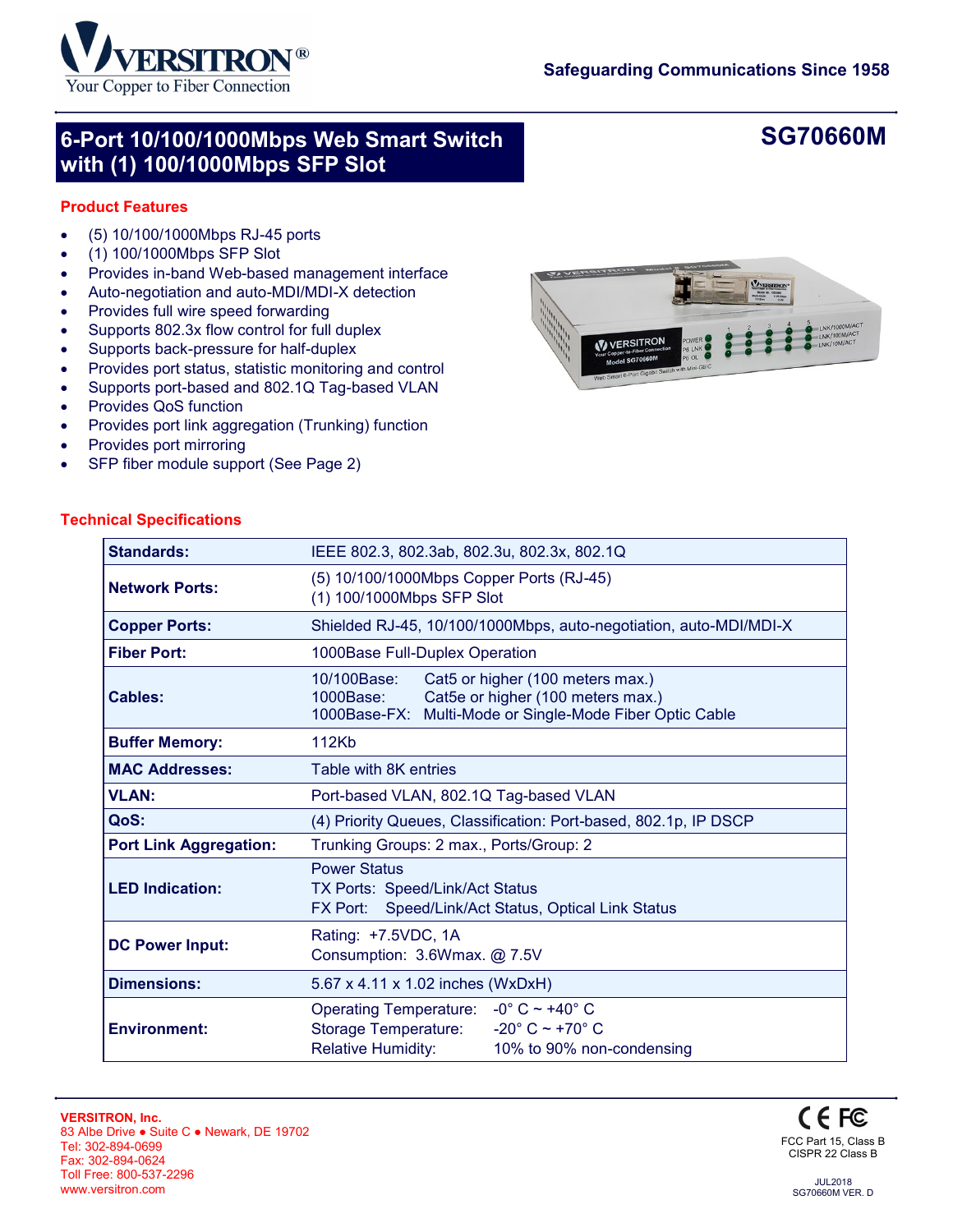Your Copper to Fiber Connection

Safeguarding Communications Since 1958

# 6-Port 10/100/1000Mbps Web Smart Switch with (1) 100/1000Mbps SFP Slot

## SG70660M

### Product Features

- (5) 10/100/1000Mbps RJ-45 ports
- (1) 100/1000Mbps SFP Slot
- Provides in-band Web-based management interface
- Auto-negotiation and auto-MDI/MDI-X detection
- Provides full wire speed forwarding
- Supports 802.3x flow control for full duplex
- Supports back-pressure for half-duplex
- Provides port status, statistic monitoring and control
- Supports port-based and 802.1Q Tag-based VLAN
- Provides QoS function
- Provides port link aggregation (Trunking) function
- Provides port mirroring
- SFP fiber module support (See Page 2)

### Technical Specifications

| | |
|---|---|
| **Standards:** | IEEE 802.3, 802.3ab, 802.3u, 802.3x, 802.1Q |
| **Network Ports:** | (5) 10/100/1000Mbps Copper Ports (RJ-45)<br>(1) 100/1000Mbps SFP Slot |
| **Copper Ports:** | Shielded RJ-45, 10/100/1000Mbps, auto-negotiation, auto-MDI/MDI-X |
| **Fiber Port:** | 1000Base Full-Duplex Operation |
| **Cables:** | 10/100Base: Cat5 or higher (100 meters max.)<br>1000Base: Cat5e or higher (100 meters max.)<br>1000Base-FX: Multi-Mode or Single-Mode Fiber Optic Cable |
| **Buffer Memory:** | 112Kb |
| **MAC Addresses:** | Table with 8K entries |
| **VLAN:** | Port-based VLAN, 802.1Q Tag-based VLAN |
| **QoS:** | (4) Priority Queues, Classification: Port-based, 802.1p, IP DSCP |
| **Port Link Aggregation:** | Trunking Groups: 2 max., Ports/Group: 2 |
| **LED Indication:** | Power Status<br>TX Ports: Speed/Link/Act Status<br>FX Port: Speed/Link/Act Status, Optical Link Status |
| **DC Power Input:** | Rating: +7.5VDC, 1A<br>Consumption: 3.6Wmax. @ 7.5V |
| **Dimensions:** | 5.67 x 4.11 x 1.02 inches (WxDxH) |
| **Environment:** | Operating Temperature: -0° C ~ +40° C<br>Storage Temperature: -20° C ~ +70° C<br>Relative Humidity: 10% to 90% non-condensing |

**VERSITRON, Inc.**
83 Albe Drive • Suite C • Newark, DE 19702
Tel: 302-894-0699
Fax: 302-894-0624
Toll Free: 800-537-2296
www.versitron.com

FCC Part 15, Class B
CISPR 22 Class B

JUL2018
SG70660M VER. D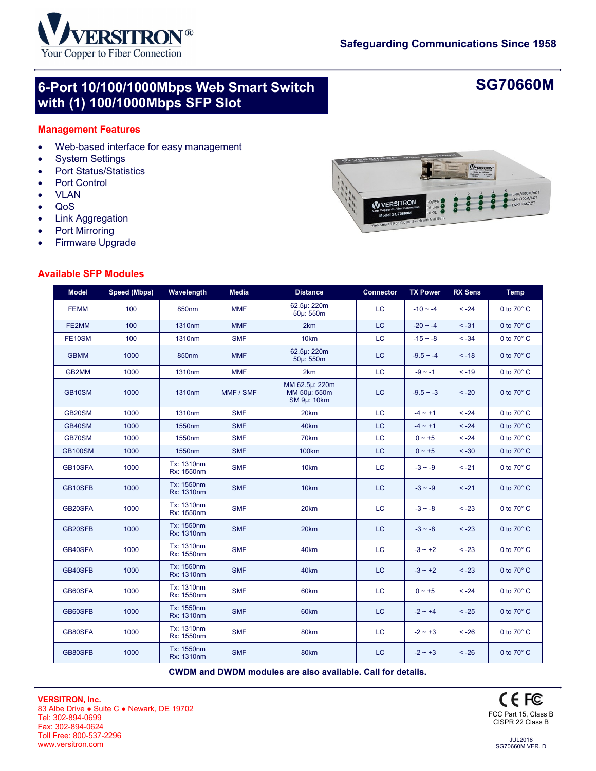# VERSITRON®

Your Copper to Fiber Connection

**Safeguarding Communications Since 1958**

## 6-Port 10/100/1000Mbps Web Smart Switch with (1) 100/1000Mbps SFP Slot

## SG70660M

### Management Features

- Web-based interface for easy management
- System Settings
- Port Status/Statistics
- Port Control
- VLAN
- QoS
- Link Aggregation
- Port Mirroring
- Firmware Upgrade

### Available SFP Modules

| Model | Speed (Mbps) | Wavelength | Media | Distance | Connector | TX Power | RX Sens | Temp |
|---|---|---|---|---|---|---|---|---|
| FEMM | 100 | 850nm | MMF | 62.5µ: 220m 50µ: 550m | LC | -10 ~ -4 | < -24 | 0 to 70° C |
| FE2MM | 100 | 1310nm | MMF | 2km | LC | -20 ~ -4 | < -31 | 0 to 70° C |
| FE10SM | 100 | 1310nm | SMF | 10km | LC | -15 ~ -8 | < -34 | 0 to 70° C |
| GBMM | 1000 | 850nm | MMF | 62.5µ: 220m 50µ: 550m | LC | -9.5 ~ -4 | < -18 | 0 to 70° C |
| GB2MM | 1000 | 1310nm | MMF | 2km | LC | -9 ~ -1 | < -19 | 0 to 70° C |
| GB10SM | 1000 | 1310nm | MMF / SMF | MM 62.5µ: 220m MM 50µ: 550m SM 9µ: 10km | LC | -9.5 ~ -3 | < -20 | 0 to 70° C |
| GB20SM | 1000 | 1310nm | SMF | 20km | LC | -4 ~ +1 | < -24 | 0 to 70° C |
| GB40SM | 1000 | 1550nm | SMF | 40km | LC | -4 ~ +1 | < -24 | 0 to 70° C |
| GB70SM | 1000 | 1550nm | SMF | 70km | LC | 0 ~ +5 | < -24 | 0 to 70° C |
| GB100SM | 1000 | 1550nm | SMF | 100km | LC | 0 ~ +5 | < -30 | 0 to 70° C |
| GB10SFA | 1000 | Tx: 1310nm Rx: 1550nm | SMF | 10km | LC | -3 ~ -9 | < -21 | 0 to 70° C |
| GB10SFB | 1000 | Tx: 1550nm Rx: 1310nm | SMF | 10km | LC | -3 ~ -9 | < -21 | 0 to 70° C |
| GB20SFA | 1000 | Tx: 1310nm Rx: 1550nm | SMF | 20km | LC | -3 ~ -8 | < -23 | 0 to 70° C |
| GB20SFB | 1000 | Tx: 1550nm Rx: 1310nm | SMF | 20km | LC | -3 ~ -8 | < -23 | 0 to 70° C |
| GB40SFA | 1000 | Tx: 1310nm Rx: 1550nm | SMF | 40km | LC | -3 ~ +2 | < -23 | 0 to 70° C |
| GB40SFB | 1000 | Tx: 1550nm Rx: 1310nm | SMF | 40km | LC | -3 ~ +2 | < -23 | 0 to 70° C |
| GB60SFA | 1000 | Tx: 1310nm Rx: 1550nm | SMF | 60km | LC | 0 ~ +5 | < -24 | 0 to 70° C |
| GB60SFB | 1000 | Tx: 1550nm Rx: 1310nm | SMF | 60km | LC | -2 ~ +4 | < -25 | 0 to 70° C |
| GB80SFA | 1000 | Tx: 1310nm Rx: 1550nm | SMF | 80km | LC | -2 ~ +3 | < -26 | 0 to 70° C |
| GB80SFB | 1000 | Tx: 1550nm Rx: 1310nm | SMF | 80km | LC | -2 ~ +3 | < -26 | 0 to 70° C |

**CWDM and DWDM modules are also available. Call for details.**

**VERSITRON, Inc.**
83 Albe Drive ● Suite C ● Newark, DE 19702
Tel: 302-894-0699
Fax: 302-894-0624
Toll Free: 800-537-2296
www.versitron.com

FCC Part 15, Class B
CISPR 22 Class B

JUL2018
SG70660M VER. D